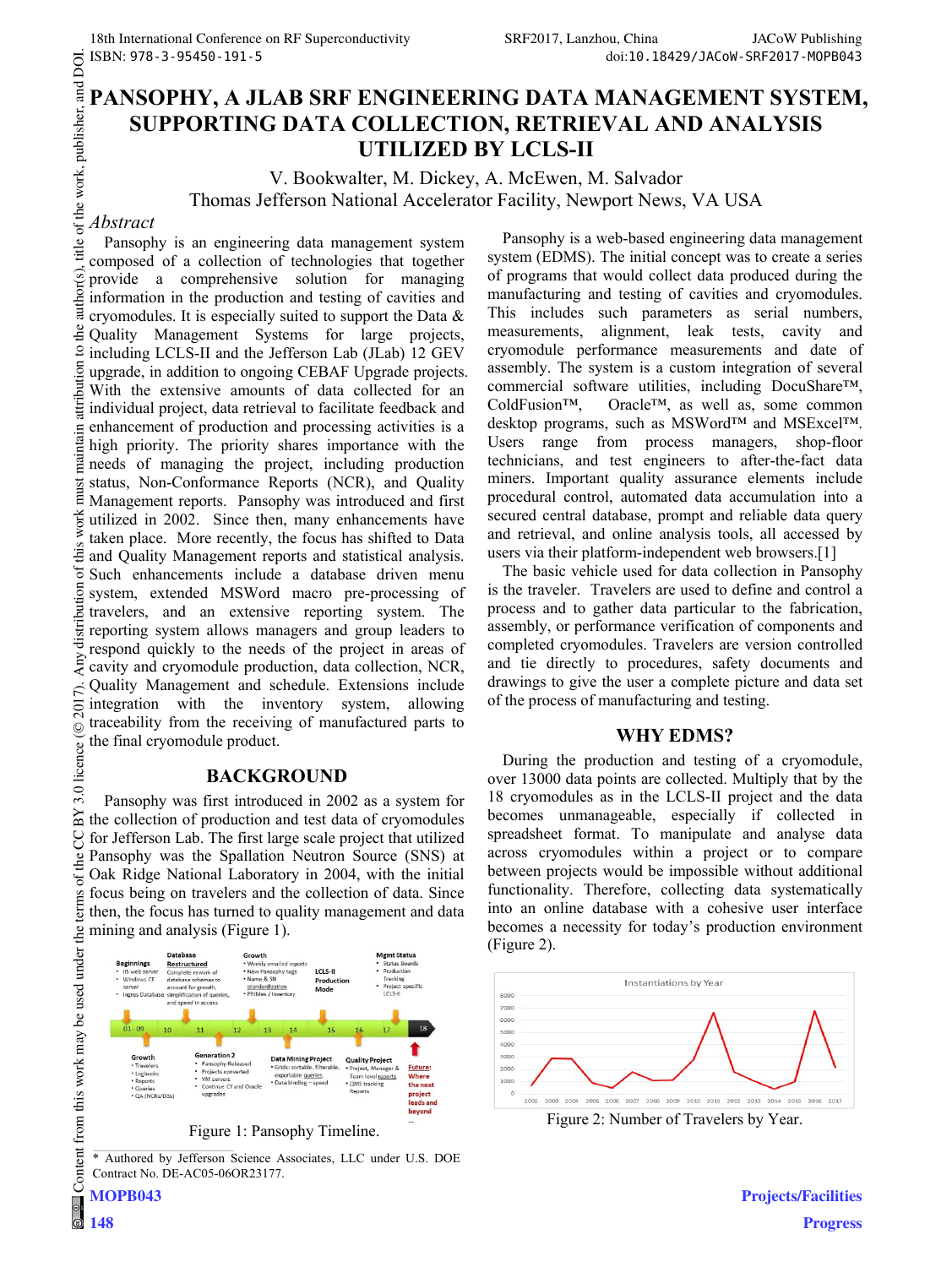# PANSOPHY, A JLAB SRF ENGINEERING DATA MANAGEMENT SYSTEM, SUPPORTING DATA COLLECTION, RETRIEVAL AND ANALYSIS UTILIZED BY LCLS-II

V. Bookwalter, M. Dickey, A. McEwen, M. Salvador
Thomas Jefferson National Accelerator Facility, Newport News, VA USA

## *Abstract*

Pansophy is an engineering data management system composed of a collection of technologies that together provide a comprehensive solution for managing information in the production and testing of cavities and cryomodules. It is especially suited to support the Data & Quality Management Systems for large projects, including LCLS-II and the Jefferson Lab (JLab) 12 GEV upgrade, in addition to ongoing CEBAF Upgrade projects. With the extensive amounts of data collected for an individual project, data retrieval to facilitate feedback and enhancement of production and processing activities is a high priority. The priority shares importance with the needs of managing the project, including production status, Non-Conformance Reports (NCR), and Quality Management reports. Pansophy was introduced and first utilized in 2002. Since then, many enhancements have taken place. More recently, the focus has shifted to Data and Quality Management reports and statistical analysis. Such enhancements include a database driven menu system, extended MSWord macro pre-processing of travelers, and an extensive reporting system. The reporting system allows managers and group leaders to respond quickly to the needs of the project in areas of cavity and cryomodule production, data collection, NCR, Quality Management and schedule. Extensions include integration with the inventory system, allowing traceability from the receiving of manufactured parts to the final cryomodule product.

## BACKGROUND

Pansophy was first introduced in 2002 as a system for the collection of production and test data of cryomodules for Jefferson Lab. The first large scale project that utilized Pansophy was the Spallation Neutron Source (SNS) at Oak Ridge National Laboratory in 2004, with the initial focus being on travelers and the collection of data. Since then, the focus has turned to quality management and data mining and analysis (Figure 1).

Figure 1: Pansophy Timeline.

Pansophy is a web-based engineering data management system (EDMS). The initial concept was to create a series of programs that would collect data produced during the manufacturing and testing of cavities and cryomodules. This includes such parameters as serial numbers, measurements, alignment, leak tests, cavity and cryomodule performance measurements and date of assembly. The system is a custom integration of several commercial software utilities, including DocuShare™, ColdFusion™, Oracle™, as well as, some common desktop programs, such as MSWord™ and MSExcel™. Users range from process managers, shop-floor technicians, and test engineers to after-the-fact data miners. Important quality assurance elements include procedural control, automated data accumulation into a secured central database, prompt and reliable data query and retrieval, and online analysis tools, all accessed by users via their platform-independent web browsers.[1]

The basic vehicle used for data collection in Pansophy is the traveler. Travelers are used to define and control a process and to gather data particular to the fabrication, assembly, or performance verification of components and completed cryomodules. Travelers are version controlled and tie directly to procedures, safety documents and drawings to give the user a complete picture and data set of the process of manufacturing and testing.

## WHY EDMS?

During the production and testing of a cryomodule, over 13000 data points are collected. Multiply that by the 18 cryomodules as in the LCLS-II project and the data becomes unmanageable, especially if collected in spreadsheet format. To manipulate and analyse data across cryomodules within a project or to compare between projects would be impossible without additional functionality. Therefore, collecting data systematically into an online database with a cohesive user interface becomes a necessity for today's production environment (Figure 2).

Figure 2: Number of Travelers by Year.

* Authored by Jefferson Science Associates, LLC under U.S. DOE Contract No. DE-AC05-06OR23177.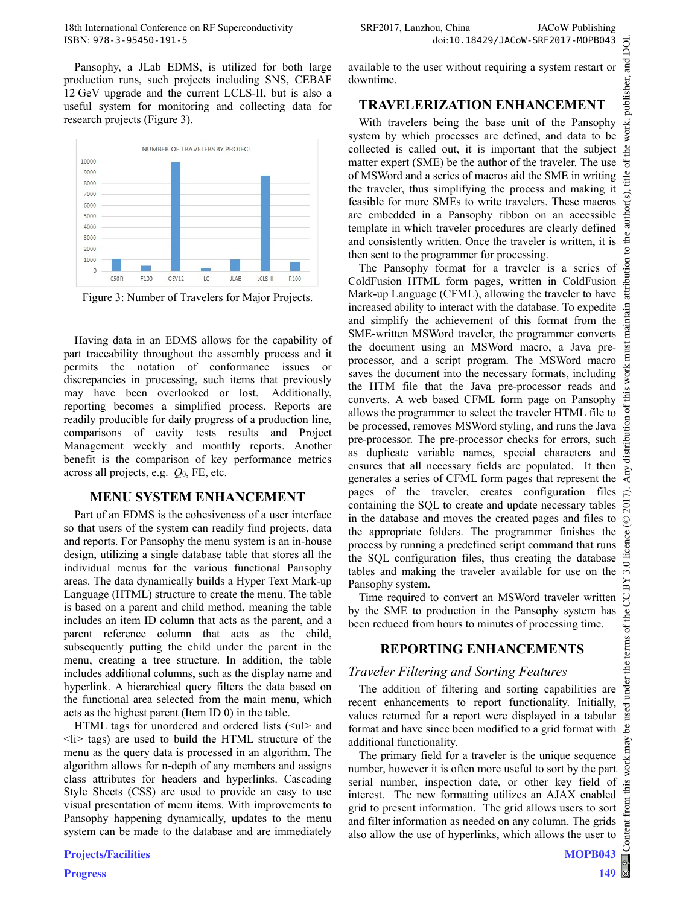Pansophy, a JLab EDMS, is utilized for both large production runs, such projects including SNS, CEBAF 12 GeV upgrade and the current LCLS-II, but is also a useful system for monitoring and collecting data for research projects (Figure 3).

Figure 3: Number of Travelers for Major Projects.

Having data in an EDMS allows for the capability of part traceability throughout the assembly process and it permits the notation of conformance issues or discrepancies in processing, such items that previously may have been overlooked or lost. Additionally, reporting becomes a simplified process. Reports are readily producible for daily progress of a production line, comparisons of cavity tests results and Project Management weekly and monthly reports. Another benefit is the comparison of key performance metrics across all projects, e.g. $Q_0$, FE, etc.

## MENU SYSTEM ENHANCEMENT

Part of an EDMS is the cohesiveness of a user interface so that users of the system can readily find projects, data and reports. For Pansophy the menu system is an in-house design, utilizing a single database table that stores all the individual menus for the various functional Pansophy areas. The data dynamically builds a Hyper Text Mark-up Language (HTML) structure to create the menu. The table is based on a parent and child method, meaning the table includes an item ID column that acts as the parent, and a parent reference column that acts as the child, subsequently putting the child under the parent in the menu, creating a tree structure. In addition, the table includes additional columns, such as the display name and hyperlink. A hierarchical query filters the data based on the functional area selected from the main menu, which acts as the highest parent (Item ID 0) in the table.

HTML tags for unordered and ordered lists (<ul> and <li> tags) are used to build the HTML structure of the menu as the query data is processed in an algorithm. The algorithm allows for n-depth of any members and assigns class attributes for headers and hyperlinks. Cascading Style Sheets (CSS) are used to provide an easy to use visual presentation of menu items. With improvements to Pansophy happening dynamically, updates to the menu system can be made to the database and are immediately available to the user without requiring a system restart or downtime.

## TRAVELERIZATION ENHANCEMENT

With travelers being the base unit of the Pansophy system by which processes are defined, and data to be collected is called out, it is important that the subject matter expert (SME) be the author of the traveler. The use of MSWord and a series of macros aid the SME in writing the traveler, thus simplifying the process and making it feasible for more SMEs to write travelers. These macros are embedded in a Pansophy ribbon on an accessible template in which traveler procedures are clearly defined and consistently written. Once the traveler is written, it is then sent to the programmer for processing.

The Pansophy format for a traveler is a series of ColdFusion HTML form pages, written in ColdFusion Mark-up Language (CFML), allowing the traveler to have increased ability to interact with the database. To expedite and simplify the achievement of this format from the SME-written MSWord traveler, the programmer converts the document using an MSWord macro, a Java pre-processor, and a script program. The MSWord macro saves the document into the necessary formats, including the HTM file that the Java pre-processor reads and converts. A web based CFML form page on Pansophy allows the programmer to select the traveler HTML file to be processed, removes MSWord styling, and runs the Java pre-processor. The pre-processor checks for errors, such as duplicate variable names, special characters and ensures that all necessary fields are populated. It then generates a series of CFML form pages that represent the pages of the traveler, creates configuration files containing the SQL to create and update necessary tables in the database and moves the created pages and files to the appropriate folders. The programmer finishes the process by running a predefined script command that runs the SQL configuration files, thus creating the database tables and making the traveler available for use on the Pansophy system.

Time required to convert an MSWord traveler written by the SME to production in the Pansophy system has been reduced from hours to minutes of processing time.

## REPORTING ENHANCEMENTS

### *Traveler Filtering and Sorting Features*

The addition of filtering and sorting capabilities are recent enhancements to report functionality. Initially, values returned for a report were displayed in a tabular format and have since been modified to a grid format with additional functionality.

The primary field for a traveler is the unique sequence number, however it is often more useful to sort by the part serial number, inspection date, or other key field of interest. The new formatting utilizes an AJAX enabled grid to present information. The grid allows users to sort and filter information as needed on any column. The grids also allow the use of hyperlinks, which allows the user to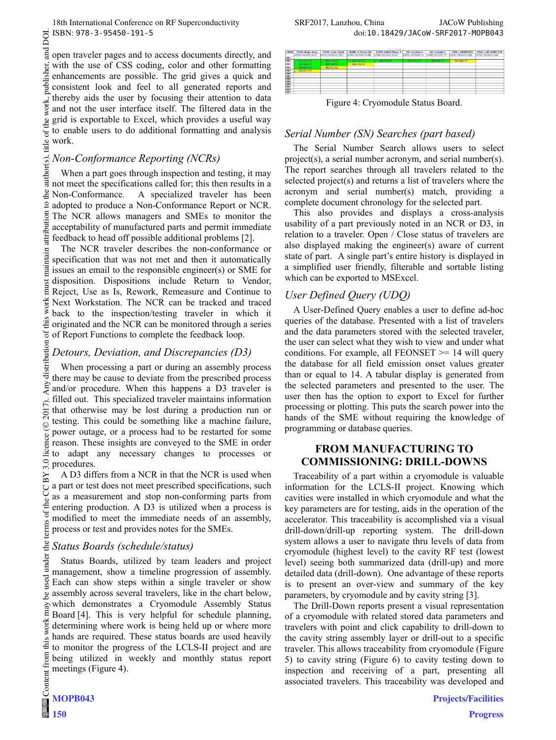open traveler pages and to access documents directly, and with the use of CSS coding, color and other formatting enhancements are possible. The grid gives a quick and consistent look and feel to all generated reports and thereby aids the user by focusing their attention to data and not the user interface itself. The filtered data in the grid is exportable to Excel, which provides a useful way to enable users to do additional formatting and analysis work.

### *Non-Conformance Reporting (NCRs)*

When a part goes through inspection and testing, it may not meet the specifications called for; this then results in a Non-Conformance. A specialized traveler has been adopted to produce a Non-Conformance Report or NCR. The NCR allows managers and SMEs to monitor the acceptability of manufactured parts and permit immediate feedback to head off possible additional problems [2].

The NCR traveler describes the non-conformance or specification that was not met and then it automatically issues an email to the responsible engineer(s) or SME for disposition. Dispositions include Return to Vendor, Reject, Use as Is, Rework, Remeasure and Continue to Next Workstation. The NCR can be tracked and traced back to the inspection/testing traveler in which it originated and the NCR can be monitored through a series of Report Functions to complete the feedback loop.

### *Detours, Deviation, and Discrepancies (D3)*

When processing a part or during an assembly process there may be cause to deviate from the prescribed process and/or procedure. When this happens a D3 traveler is filled out. This specialized traveler maintains information that otherwise may be lost during a production run or testing. This could be something like a machine failure, power outage, or a process had to be restarted for some reason. These insights are conveyed to the SME in order to adapt any necessary changes to processes or procedures.

A D3 differs from a NCR in that the NCR is used when a part or test does not meet prescribed specifications, such as a measurement and stop non-conforming parts from entering production. A D3 is utilized when a process is modified to meet the immediate needs of an assembly, process or test and provides notes for the SMEs.

### *Status Boards (schedule/status)*

Status Boards, utilized by team leaders and project management, show a timeline progression of assembly. Each can show steps within a single traveler or show assembly across several travelers, like in the chart below, which demonstrates a Cryomodule Assembly Status Board [4]. This is very helpful for schedule planning, determining where work is being held up or where more hands are required. These status boards are used heavily to monitor the progress of the LCLS-II project and are being utilized in weekly and monthly status report meetings (Figure 4).

Figure 4: Cryomodule Status Board.

### *Serial Number (SN) Searches (part based)*

The Serial Number Search allows users to select project(s), a serial number acronym, and serial number(s). The report searches through all travelers related to the selected project(s) and returns a list of travelers where the acronym and serial number(s) match, providing a complete document chronology for the selected part.

This also provides and displays a cross-analysis usability of a part previously noted in an NCR or D3, in relation to a traveler. Open / Close status of travelers are also displayed making the engineer(s) aware of current state of part. A single part's entire history is displayed in a simplified user friendly, filterable and sortable listing which can be exported to MSExcel.

### *User Defined Query (UDQ)*

A User-Defined Query enables a user to define ad-hoc queries of the database. Presented with a list of travelers and the data parameters stored with the selected traveler, the user can select what they wish to view and under what conditions. For example, all FEONSET >= 14 will query the database for all field emission onset values greater than or equal to 14. A tabular display is generated from the selected parameters and presented to the user. The user then has the option to export to Excel for further processing or plotting. This puts the search power into the hands of the SME without requiring the knowledge of programming or database queries.

## FROM MANUFACTURING TO COMMISSIONING: DRILL-DOWNS

Traceability of a part within a cryomodule is valuable information for the LCLS-II project. Knowing which cavities were installed in which cryomodule and what the key parameters are for testing, aids in the operation of the accelerator. This traceability is accomplished via a visual drill-down/drill-up reporting system. The drill-down system allows a user to navigate thru levels of data from cryomodule (highest level) to the cavity RF test (lowest level) seeing both summarized data (drill-up) and more detailed data (drill-down). One advantage of these reports is to present an over-view and summary of the key parameters, by cryomodule and by cavity string [3].

The Drill-Down reports present a visual representation of a cryomodule with related stored data parameters and travelers with point and click capability to drill-down to the cavity string assembly layer or drill-out to a specific traveler. This allows traceability from cryomodule (Figure 5) to cavity string (Figure 6) to cavity testing down to inspection and receiving of a part, presenting all associated travelers. This traceability was developed and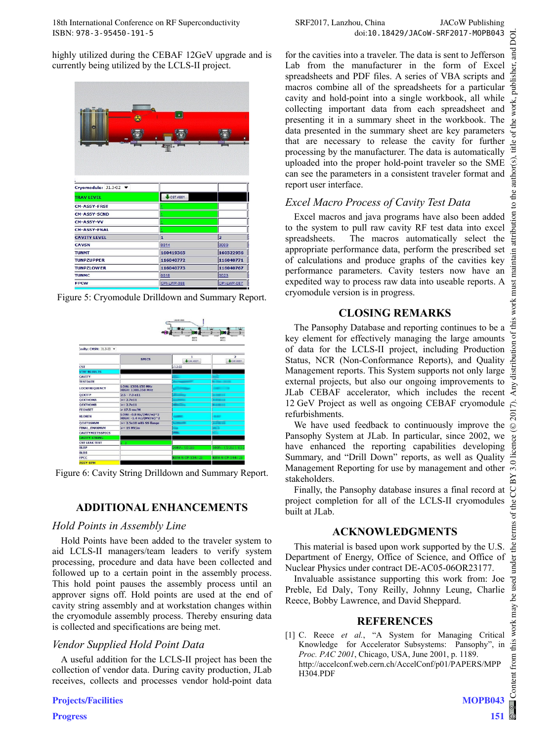highly utilized during the CEBAF 12GeV upgrade and is currently being utilized by the LCLS-II project.

Figure 5: Cryomodule Drilldown and Summary Report.

Figure 6: Cavity String Drilldown and Summary Report.

## ADDITIONAL ENHANCEMENTS

### *Hold Points in Assembly Line*

Hold Points have been added to the traveler system to aid LCLS-II managers/team leaders to verify system processing, procedure and data have been collected and followed up to a certain point in the assembly process. This hold point pauses the assembly process until an approver signs off. Hold points are used at the end of cavity string assembly and at workstation changes within the cryomodule assembly process. Thereby ensuring data is collected and specifications are being met.

### *Vendor Supplied Hold Point Data*

A useful addition for the LCLS-II project has been the collection of vendor data. During cavity production, JLab receives, collects and processes vendor hold-point data for the cavities into a traveler. The data is sent to Jefferson Lab from the manufacturer in the form of Excel spreadsheets and PDF files. A series of VBA scripts and macros combine all of the spreadsheets for a particular cavity and hold-point into a single workbook, all while collecting important data from each spreadsheet and presenting it in a summary sheet in the workbook. The data presented in the summary sheet are key parameters that are necessary to release the cavity for further processing by the manufacturer. The data is automatically uploaded into the proper hold-point traveler so the SME can see the parameters in a consistent traveler format and report user interface.

### *Excel Macro Process of Cavity Test Data*

Excel macros and java programs have also been added to the system to pull raw cavity RF test data into excel spreadsheets. The macros automatically select the appropriate performance data, perform the prescribed set of calculations and produce graphs of the cavities key performance parameters. Cavity testers now have an expedited way to process raw data into useable reports. A cryomodule version is in progress.

## CLOSING REMARKS

The Pansophy Database and reporting continues to be a key element for effectively managing the large amounts of data for the LCLS-II project, including Production Status, NCR (Non-Conformance Reports), and Quality Management reports. This System supports not only large external projects, but also our ongoing improvements to JLab CEBAF accelerator, which includes the recent 12 GeV Project as well as ongoing CEBAF cryomodule refurbishments.

We have used feedback to continuously improve the Pansophy System at JLab. In particular, since 2002, we have enhanced the reporting capabilities developing Summary, and "Drill Down" reports, as well as Quality Management Reporting for use by management and other stakeholders.

Finally, the Pansophy database insures a final record at project completion for all of the LCLS-II cryomodules built at JLab.

## ACKNOWLEDGMENTS

This material is based upon work supported by the U.S. Department of Energy, Office of Science, and Office of Nuclear Physics under contract DE-AC05-06OR23177.

Invaluable assistance supporting this work from: Joe Preble, Ed Daly, Tony Reilly, Johnny Leung, Charlie Reece, Bobby Lawrence, and David Sheppard.

## REFERENCES

[1] C. Reece *et al.*, "A System for Managing Critical Knowledge for Accelerator Subsystems: Pansophy", in *Proc. PAC 2001*, Chicago, USA, June 2001, p. 1189. http://accelconf.web.cern.ch/AccelConf/p01/PAPERS/MPPH304.PDF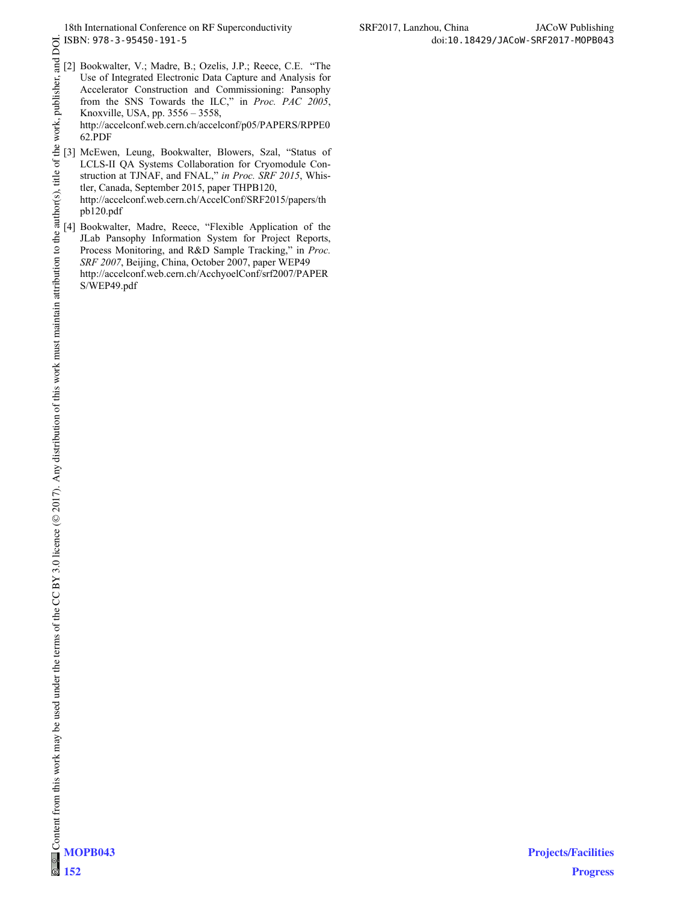[2] Bookwalter, V.; Madre, B.; Ozelis, J.P.; Reece, C.E. "The Use of Integrated Electronic Data Capture and Analysis for Accelerator Construction and Commissioning: Pansophy from the SNS Towards the ILC," in *Proc. PAC 2005*, Knoxville, USA, pp. 3556 – 3558, http://accelconf.web.cern.ch/accelconf/p05/PAPERS/RPPE062.PDF

[3] McEwen, Leung, Bookwalter, Blowers, Szal, "Status of LCLS-II QA Systems Collaboration for Cryomodule Construction at TJNAF, and FNAL," *in Proc. SRF 2015*, Whistler, Canada, September 2015, paper THPB120, http://accelconf.web.cern.ch/AccelConf/SRF2015/papers/thpb120.pdf

[4] Bookwalter, Madre, Reece, "Flexible Application of the JLab Pansophy Information System for Project Reports, Process Monitoring, and R&D Sample Tracking," in *Proc. SRF 2007*, Beijing, China, October 2007, paper WEP49 http://accelconf.web.cern.ch/AcchyoelConf/srf2007/PAPERS/WEP49.pdf